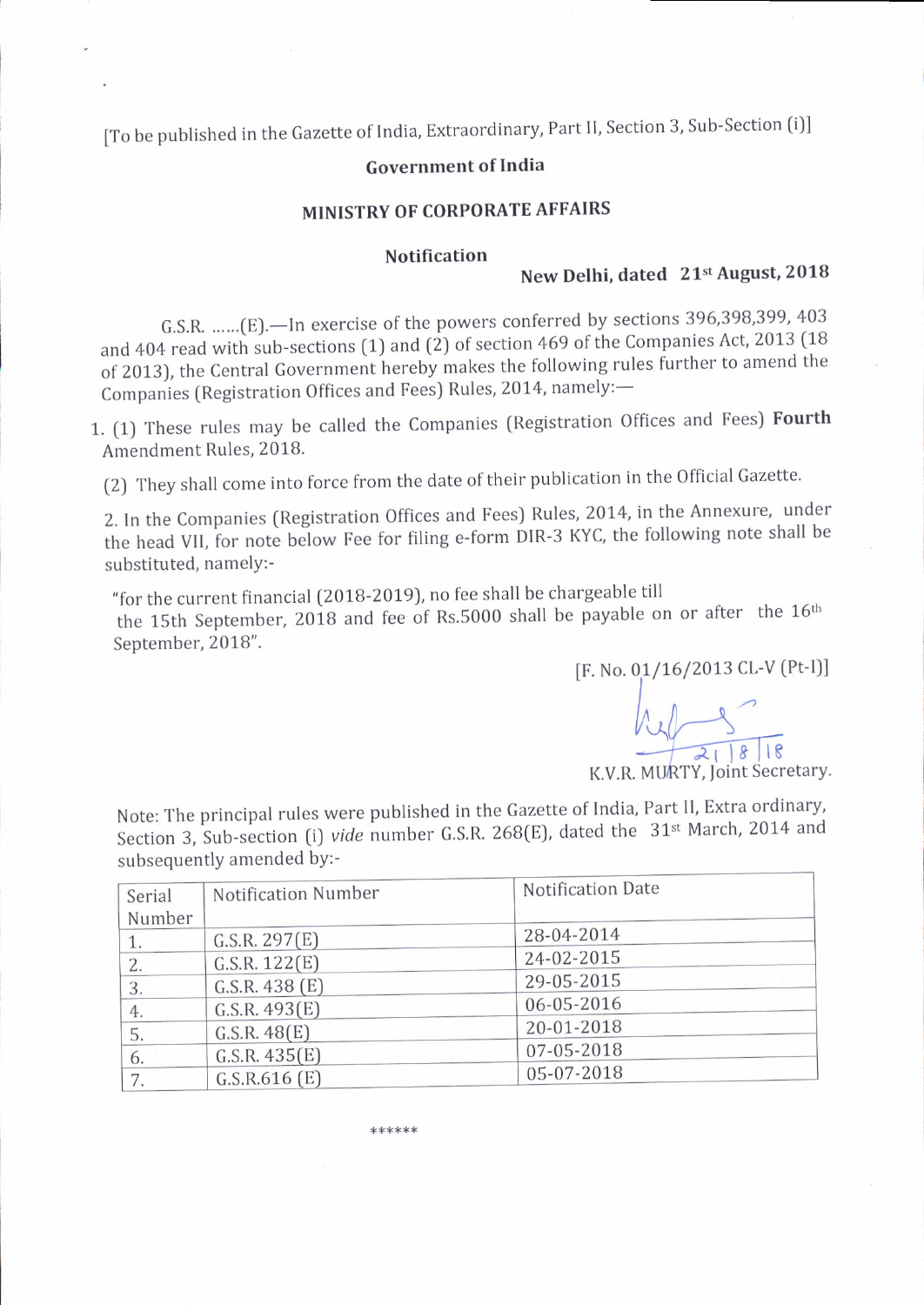[To be published in the Gazette of India, Extraordinary, Part II, Section 3, Sub-Section (i)]

**Government of India**

**MINISTRY OF CORPORATE AFFAIRS**

**Notification**

**New Delhi, dated 21st August, 2018**

G.S.R. ......(E).—In exercise of the powers conferred by sections 396,398,399, 403 and 404 read with sub-sections (1) and (2) of section 469 of the Companies Act, 2013 (18 of 2013), the Central Government hereby makes the following rules further to amend the Companies (Registration Offices and Fees) Rules, 2014, namely:—

1. (1) These rules may be called the Companies (Registration Offices and Fees) **Fourth** Amendment Rules, 2018.

   (2) They shall come into force from the date of their publication in the Official Gazette.

2. In the Companies (Registration Offices and Fees) Rules, 2014, in the Annexure, under the head VII, for note below Fee for filing e-form DIR-3 KYC, the following note shall be substituted, namely:-

   "for the current financial (2018-2019), no fee shall be chargeable till the 15th September, 2018 and fee of Rs.5000 shall be payable on or after the 16th September, 2018".

[F. No. 01/16/2013 CL-V (Pt-I)]

21/8/18

K.V.R. MURTY, Joint Secretary.

Note: The principal rules were published in the Gazette of India, Part II, Extra ordinary, Section 3, Sub-section (i) *vide* number G.S.R. 268(E), dated the 31st March, 2014 and subsequently amended by:-

| Serial Number | Notification Number | Notification Date |
|---|---|---|
| 1. | G.S.R. 297(E) | 28-04-2014 |
| 2. | G.S.R. 122(E) | 24-02-2015 |
| 3. | G.S.R. 438 (E) | 29-05-2015 |
| 4. | G.S.R. 493(E) | 06-05-2016 |
| 5. | G.S.R. 48(E) | 20-01-2018 |
| 6. | G.S.R. 435(E) | 07-05-2018 |
| 7. | G.S.R.616 (E) | 05-07-2018 |

******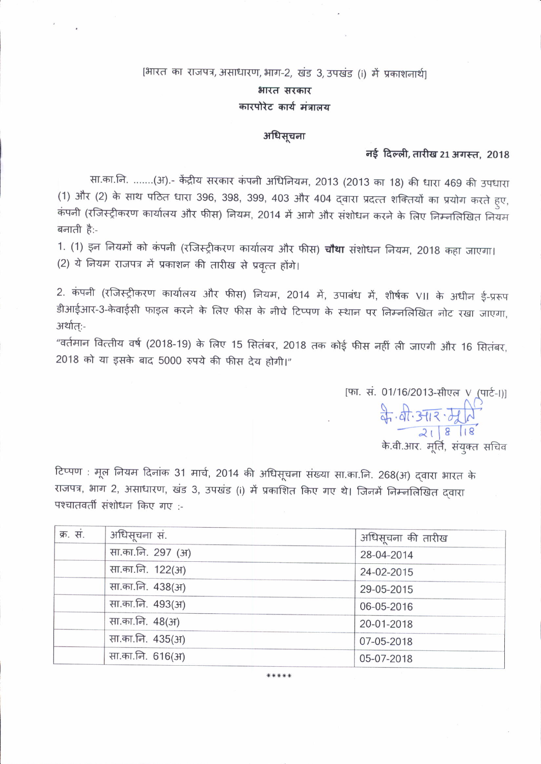[भारत का राजपत्र, असाधारण, भाग-2, खंड 3, उपखंड (i) में प्रकाशनार्थ]

**भारत सरकार**

**कारपोरेट कार्य मंत्रालय**

**अधिसूचना**

**नई दिल्ली, तारीख 21 अगस्त, 2018**

सा.का.नि. .......(अ).- केंद्रीय सरकार कंपनी अधिनियम, 2013 (2013 का 18) की धारा 469 की उपधारा (1) और (2) के साथ पठित धारा 396, 398, 399, 403 और 404 द्वारा प्रदत्त शक्तियों का प्रयोग करते हुए, कंपनी (रजिस्ट्रीकरण कार्यालय और फीस) नियम, 2014 में आगे और संशोधन करने के लिए निम्नलिखित नियम बनाती है:-

1. (1) इन नियमों को कंपनी (रजिस्ट्रीकरण कार्यालय और फीस) **चौथा** संशोधन नियम, 2018 कहा जाएगा।
(2) ये नियम राजपत्र में प्रकाशन की तारीख से प्रवृत्त होंगे।

2. कंपनी (रजिस्ट्रीकरण कार्यालय और फीस) नियम, 2014 में, उपाबंध में, शीर्षक VII के अधीन ई-प्ररूप डीआईआर-3-केवाईसी फाइल करने के लिए फीस के नीचे टिप्पण के स्थान पर निम्नलिखित नोट रखा जाएगा, अर्थात्:-
"वर्तमान वित्तीय वर्ष (2018-19) के लिए 15 सितंबर, 2018 तक कोई फीस नहीं ली जाएगी और 16 सितंबर, 2018 को या इसके बाद 5000 रुपये की फीस देय होगी।"

[फा. सं. 01/16/2013-सीएल V (पार्ट-I)]

के.वी.आर. मूर्ति
21/8/18

के.वी.आर. मूर्ति, संयुक्त सचिव

टिप्पण : मूल नियम दिनांक 31 मार्च, 2014 की अधिसूचना संख्या सा.का.नि. 268(अ) द्वारा भारत के राजपत्र, भाग 2, असाधारण, खंड 3, उपखंड (i) में प्रकाशित किए गए थे। जिनमें निम्नलिखित द्वारा पश्चातवर्ती संशोधन किए गए :-

| क्र. सं. | अधिसूचना सं. | अधिसूचना की तारीख |
|---|---|---|
| | सा.का.नि. 297 (अ) | 28-04-2014 |
| | सा.का.नि. 122(अ) | 24-02-2015 |
| | सा.का.नि. 438(अ) | 29-05-2015 |
| | सा.का.नि. 493(अ) | 06-05-2016 |
| | सा.का.नि. 48(अ) | 20-01-2018 |
| | सा.का.नि. 435(अ) | 07-05-2018 |
| | सा.का.नि. 616(अ) | 05-07-2018 |

*****